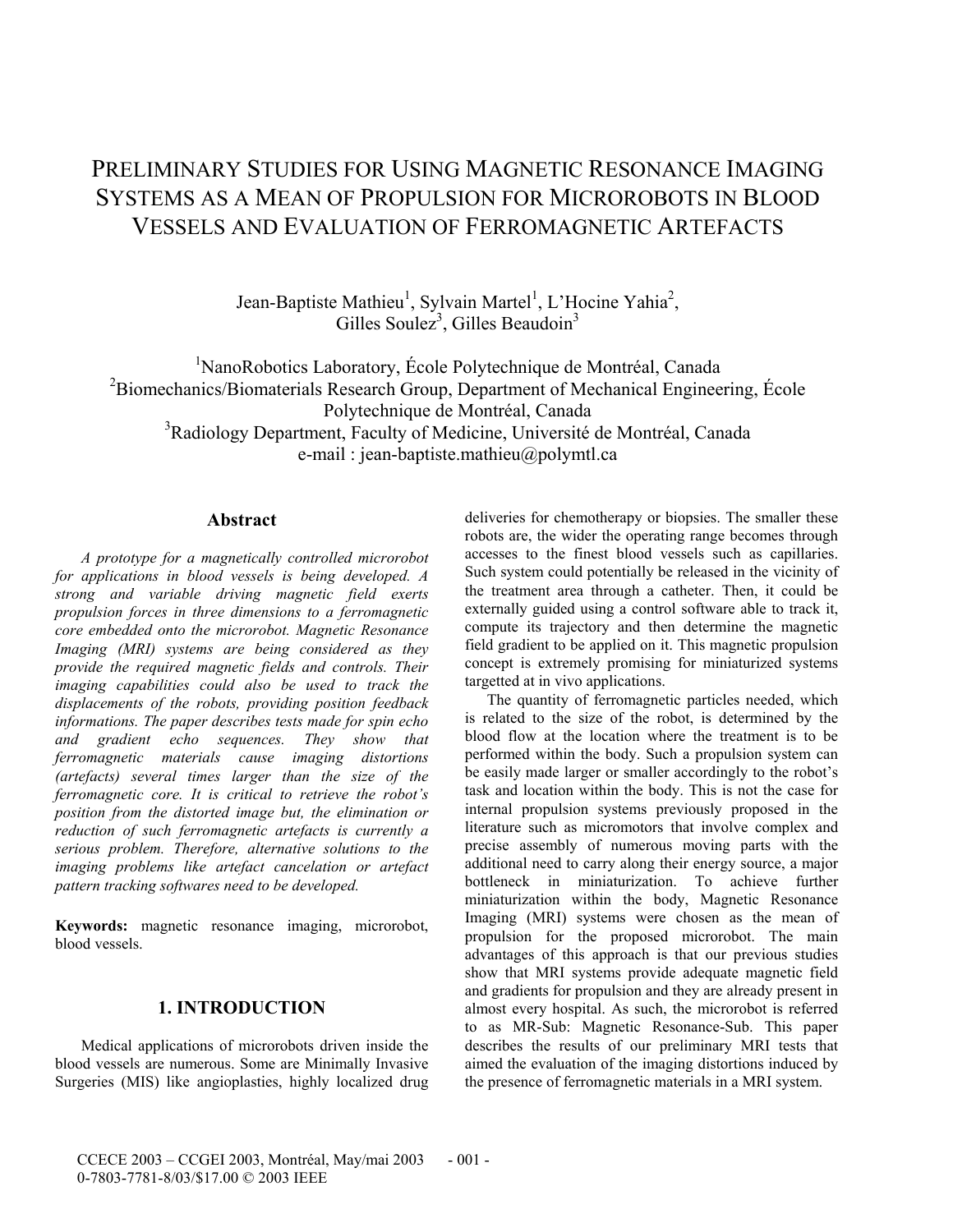# Preliminary Studies for Using Magnetic Resonance Imaging Systems as a Mean of Propulsion for Microrobots in Blood Vessels and Evaluation of Ferromagnetic Artefacts

Jean-Baptiste Mathieu[1], Sylvain Martel[1], L'Hocine Yahia[2], Gilles Soulez[3], Gilles Beaudoin[3]

[1]NanoRobotics Laboratory, École Polytechnique de Montréal, Canada
[2]Biomechanics/Biomaterials Research Group, Department of Mechanical Engineering, École Polytechnique de Montréal, Canada
[3]Radiology Department, Faculty of Medicine, Université de Montréal, Canada
e-mail : jean-baptiste.mathieu@polymtl.ca

## Abstract

*A prototype for a magnetically controlled microrobot for applications in blood vessels is being developed. A strong and variable driving magnetic field exerts propulsion forces in three dimensions to a ferromagnetic core embedded onto the microrobot. Magnetic Resonance Imaging (MRI) systems are being considered as they provide the required magnetic fields and controls. Their imaging capabilities could also be used to track the displacements of the robots, providing position feedback informations. The paper describes tests made for spin echo and gradient echo sequences. They show that ferromagnetic materials cause imaging distortions (artefacts) several times larger than the size of the ferromagnetic core. It is critical to retrieve the robot's position from the distorted image but, the elimination or reduction of such ferromagnetic artefacts is currently a serious problem. Therefore, alternative solutions to the imaging problems like artefact cancelation or artefact pattern tracking softwares need to be developed.*

**Keywords:** magnetic resonance imaging, microrobot, blood vessels.

## 1. INTRODUCTION

Medical applications of microrobots driven inside the blood vessels are numerous. Some are Minimally Invasive Surgeries (MIS) like angioplasties, highly localized drug deliveries for chemotherapy or biopsies. The smaller these robots are, the wider the operating range becomes through accesses to the finest blood vessels such as capillaries. Such system could potentially be released in the vicinity of the treatment area through a catheter. Then, it could be externally guided using a control software able to track it, compute its trajectory and then determine the magnetic field gradient to be applied on it. This magnetic propulsion concept is extremely promising for miniaturized systems targetted at in vivo applications.

The quantity of ferromagnetic particles needed, which is related to the size of the robot, is determined by the blood flow at the location where the treatment is to be performed within the body. Such a propulsion system can be easily made larger or smaller accordingly to the robot's task and location within the body. This is not the case for internal propulsion systems previously proposed in the literature such as micromotors that involve complex and precise assembly of numerous moving parts with the additional need to carry along their energy source, a major bottleneck in miniaturization. To achieve further miniaturization within the body, Magnetic Resonance Imaging (MRI) systems were chosen as the mean of propulsion for the proposed microrobot. The main advantages of this approach is that our previous studies show that MRI systems provide adequate magnetic field and gradients for propulsion and they are already present in almost every hospital. As such, the microrobot is referred to as MR-Sub: Magnetic Resonance-Sub. This paper describes the results of our preliminary MRI tests that aimed the evaluation of the imaging distortions induced by the presence of ferromagnetic materials in a MRI system.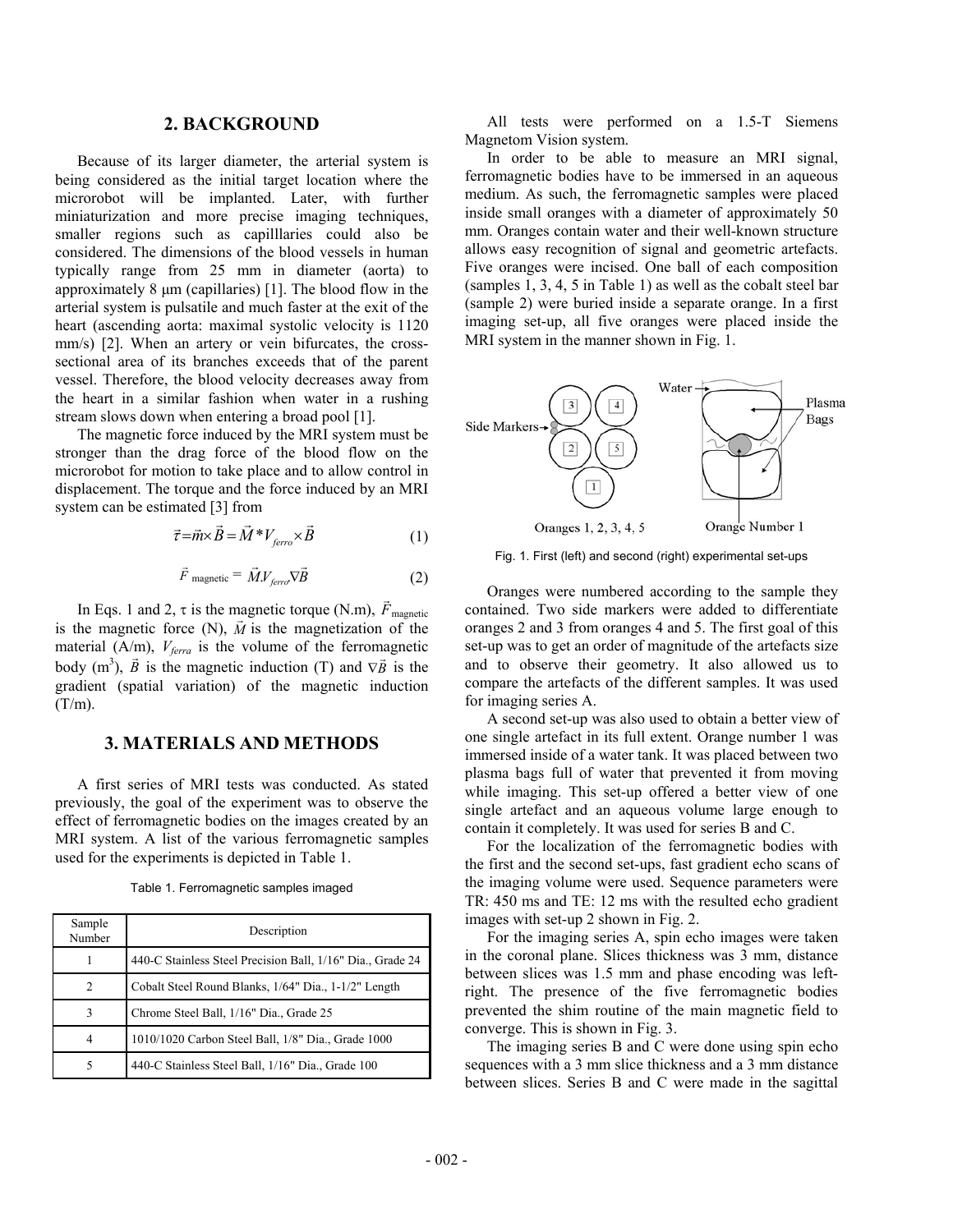## 2. BACKGROUND

Because of its larger diameter, the arterial system is being considered as the initial target location where the microrobot will be implanted. Later, with further miniaturization and more precise imaging techniques, smaller regions such as capilllaries could also be considered. The dimensions of the blood vessels in human typically range from 25 mm in diameter (aorta) to approximately 8 μm (capillaries) [1]. The blood flow in the arterial system is pulsatile and much faster at the exit of the heart (ascending aorta: maximal systolic velocity is 1120 mm/s) [2]. When an artery or vein bifurcates, the cross-sectional area of its branches exceeds that of the parent vessel. Therefore, the blood velocity decreases away from the heart in a similar fashion when water in a rushing stream slows down when entering a broad pool [1].

The magnetic force induced by the MRI system must be stronger than the drag force of the blood flow on the microrobot for motion to take place and to allow control in displacement. The torque and the force induced by an MRI system can be estimated [3] from

$$\vec{\tau} = \vec{m} \times \vec{B} = \vec{M} * V_{ferro} \times \vec{B} \tag{1}$$

$$\vec{F}_{\text{magnetic}} = \vec{M} . V_{ferro} \nabla \vec{B} \tag{2}$$

In Eqs. 1 and 2, $\tau$ is the magnetic torque (N.m), $\vec{F}_{\text{magnetic}}$ is the magnetic force (N), $\vec{M}$ is the magnetization of the material (A/m), $V_{ferra}$ is the volume of the ferromagnetic body (m[3]), $\vec{B}$ is the magnetic induction (T) and $\nabla \vec{B}$ is the gradient (spatial variation) of the magnetic induction (T/m).

## 3. MATERIALS AND METHODS

A first series of MRI tests was conducted. As stated previously, the goal of the experiment was to observe the effect of ferromagnetic bodies on the images created by an MRI system. A list of the various ferromagnetic samples used for the experiments is depicted in Table 1.

Table 1. Ferromagnetic samples imaged

| Sample Number | Description |
|---|---|
| 1 | 440-C Stainless Steel Precision Ball, 1/16" Dia., Grade 24 |
| 2 | Cobalt Steel Round Blanks, 1/64" Dia., 1-1/2" Length |
| 3 | Chrome Steel Ball, 1/16" Dia., Grade 25 |
| 4 | 1010/1020 Carbon Steel Ball, 1/8" Dia., Grade 1000 |
| 5 | 440-C Stainless Steel Ball, 1/16" Dia., Grade 100 |

All tests were performed on a 1.5-T Siemens Magnetom Vision system.

In order to be able to measure an MRI signal, ferromagnetic bodies have to be immersed in an aqueous medium. As such, the ferromagnetic samples were placed inside small oranges with a diameter of approximately 50 mm. Oranges contain water and their well-known structure allows easy recognition of signal and geometric artefacts. Five oranges were incised. One ball of each composition (samples 1, 3, 4, 5 in Table 1) as well as the cobalt steel bar (sample 2) were buried inside a separate orange. In a first imaging set-up, all five oranges were placed inside the MRI system in the manner shown in Fig. 1.

Fig. 1. First (left) and second (right) experimental set-ups

Oranges were numbered according to the sample they contained. Two side markers were added to differentiate oranges 2 and 3 from oranges 4 and 5. The first goal of this set-up was to get an order of magnitude of the artefacts size and to observe their geometry. It also allowed us to compare the artefacts of the different samples. It was used for imaging series A.

A second set-up was also used to obtain a better view of one single artefact in its full extent. Orange number 1 was immersed inside of a water tank. It was placed between two plasma bags full of water that prevented it from moving while imaging. This set-up offered a better view of one single artefact and an aqueous volume large enough to contain it completely. It was used for series B and C.

For the localization of the ferromagnetic bodies with the first and the second set-ups, fast gradient echo scans of the imaging volume were used. Sequence parameters were TR: 450 ms and TE: 12 ms with the resulted echo gradient images with set-up 2 shown in Fig. 2.

For the imaging series A, spin echo images were taken in the coronal plane. Slices thickness was 3 mm, distance between slices was 1.5 mm and phase encoding was left-right. The presence of the five ferromagnetic bodies prevented the shim routine of the main magnetic field to converge. This is shown in Fig. 3.

The imaging series B and C were done using spin echo sequences with a 3 mm slice thickness and a 3 mm distance between slices. Series B and C were made in the sagittal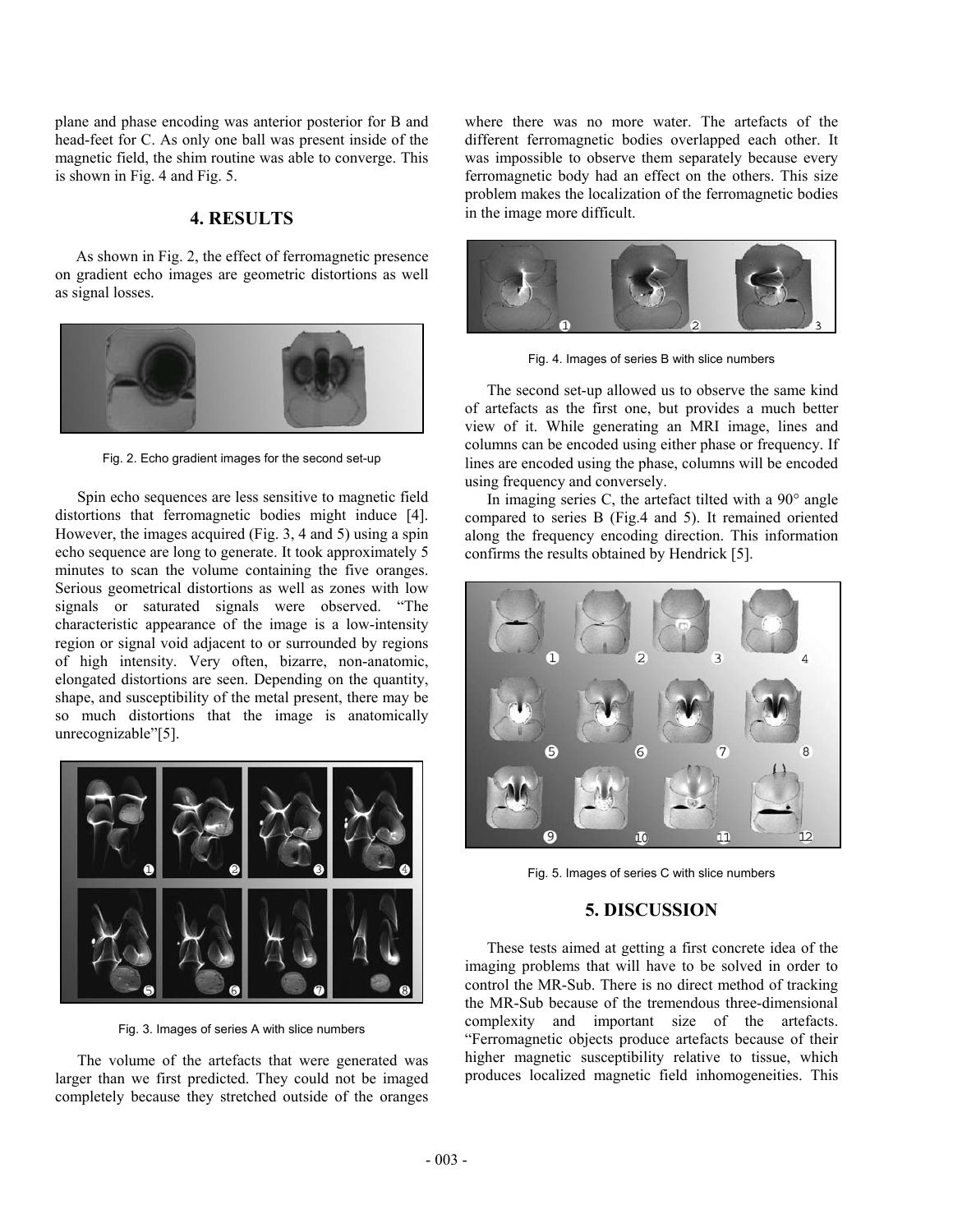plane and phase encoding was anterior posterior for B and head-feet for C. As only one ball was present inside of the magnetic field, the shim routine was able to converge. This is shown in Fig. 4 and Fig. 5.

## 4. RESULTS

As shown in Fig. 2, the effect of ferromagnetic presence on gradient echo images are geometric distortions as well as signal losses.

Fig. 2. Echo gradient images for the second set-up

Spin echo sequences are less sensitive to magnetic field distortions that ferromagnetic bodies might induce [4]. However, the images acquired (Fig. 3, 4 and 5) using a spin echo sequence are long to generate. It took approximately 5 minutes to scan the volume containing the five oranges. Serious geometrical distortions as well as zones with low signals or saturated signals were observed. "The characteristic appearance of the image is a low-intensity region or signal void adjacent to or surrounded by regions of high intensity. Very often, bizarre, non-anatomic, elongated distortions are seen. Depending on the quantity, shape, and susceptibility of the metal present, there may be so much distortions that the image is anatomically unrecognizable"[5].

Fig. 3. Images of series A with slice numbers

The volume of the artefacts that were generated was larger than we first predicted. They could not be imaged completely because they stretched outside of the oranges where there was no more water. The artefacts of the different ferromagnetic bodies overlapped each other. It was impossible to observe them separately because every ferromagnetic body had an effect on the others. This size problem makes the localization of the ferromagnetic bodies in the image more difficult.

Fig. 4. Images of series B with slice numbers

The second set-up allowed us to observe the same kind of artefacts as the first one, but provides a much better view of it. While generating an MRI image, lines and columns can be encoded using either phase or frequency. If lines are encoded using the phase, columns will be encoded using frequency and conversely.

In imaging series C, the artefact tilted with a 90° angle compared to series B (Fig.4 and 5). It remained oriented along the frequency encoding direction. This information confirms the results obtained by Hendrick [5].

Fig. 5. Images of series C with slice numbers

## 5. DISCUSSION

These tests aimed at getting a first concrete idea of the imaging problems that will have to be solved in order to control the MR-Sub. There is no direct method of tracking the MR-Sub because of the tremendous three-dimensional complexity and important size of the artefacts. "Ferromagnetic objects produce artefacts because of their higher magnetic susceptibility relative to tissue, which produces localized magnetic field inhomogeneities. This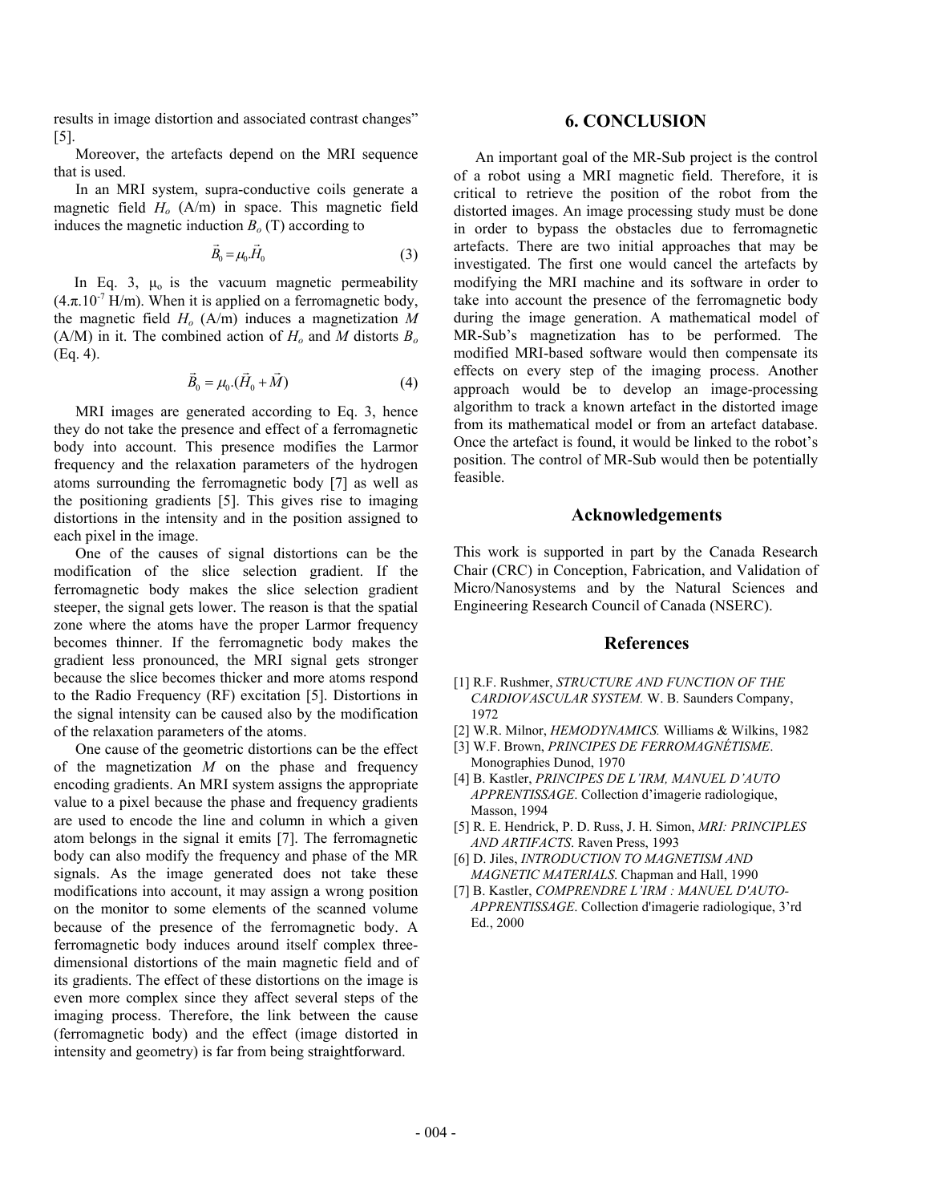results in image distortion and associated contrast changes" [5].

Moreover, the artefacts depend on the MRI sequence that is used.

In an MRI system, supra-conductive coils generate a magnetic field $H_o$ (A/m) in space. This magnetic field induces the magnetic induction $B_o$ (T) according to

$$\vec{B}_0 = \mu_0.\vec{H}_0 \tag{3}$$

In Eq. 3, $\mu_o$ is the vacuum magnetic permeability ($4.\pi.10^{-7}$ H/m). When it is applied on a ferromagnetic body, the magnetic field $H_o$ (A/m) induces a magnetization $M$ (A/M) in it. The combined action of $H_o$ and $M$ distorts $B_o$ (Eq. 4).

$$\vec{B}_0 = \mu_0.(\vec{H}_0 + \vec{M}) \tag{4}$$

MRI images are generated according to Eq. 3, hence they do not take the presence and effect of a ferromagnetic body into account. This presence modifies the Larmor frequency and the relaxation parameters of the hydrogen atoms surrounding the ferromagnetic body [7] as well as the positioning gradients [5]. This gives rise to imaging distortions in the intensity and in the position assigned to each pixel in the image.

One of the causes of signal distortions can be the modification of the slice selection gradient. If the ferromagnetic body makes the slice selection gradient steeper, the signal gets lower. The reason is that the spatial zone where the atoms have the proper Larmor frequency becomes thinner. If the ferromagnetic body makes the gradient less pronounced, the MRI signal gets stronger because the slice becomes thicker and more atoms respond to the Radio Frequency (RF) excitation [5]. Distortions in the signal intensity can be caused also by the modification of the relaxation parameters of the atoms.

One cause of the geometric distortions can be the effect of the magnetization $M$ on the phase and frequency encoding gradients. An MRI system assigns the appropriate value to a pixel because the phase and frequency gradients are used to encode the line and column in which a given atom belongs in the signal it emits [7]. The ferromagnetic body can also modify the frequency and phase of the MR signals. As the image generated does not take these modifications into account, it may assign a wrong position on the monitor to some elements of the scanned volume because of the presence of the ferromagnetic body. A ferromagnetic body induces around itself complex three-dimensional distortions of the main magnetic field and of its gradients. The effect of these distortions on the image is even more complex since they affect several steps of the imaging process. Therefore, the link between the cause (ferromagnetic body) and the effect (image distorted in intensity and geometry) is far from being straightforward.

## 6. CONCLUSION

An important goal of the MR-Sub project is the control of a robot using a MRI magnetic field. Therefore, it is critical to retrieve the position of the robot from the distorted images. An image processing study must be done in order to bypass the obstacles due to ferromagnetic artefacts. There are two initial approaches that may be investigated. The first one would cancel the artefacts by modifying the MRI machine and its software in order to take into account the presence of the ferromagnetic body during the image generation. A mathematical model of MR-Sub's magnetization has to be performed. The modified MRI-based software would then compensate its effects on every step of the imaging process. Another approach would be to develop an image-processing algorithm to track a known artefact in the distorted image from its mathematical model or from an artefact database. Once the artefact is found, it would be linked to the robot's position. The control of MR-Sub would then be potentially feasible.

## Acknowledgements

This work is supported in part by the Canada Research Chair (CRC) in Conception, Fabrication, and Validation of Micro/Nanosystems and by the Natural Sciences and Engineering Research Council of Canada (NSERC).

## References

[1] R.F. Rushmer, *STRUCTURE AND FUNCTION OF THE CARDIOVASCULAR SYSTEM.* W. B. Saunders Company, 1972

[2] W.R. Milnor, *HEMODYNAMICS.* Williams & Wilkins, 1982

[3] W.F. Brown, *PRINCIPES DE FERROMAGNÉTISME*. Monographies Dunod, 1970

[4] B. Kastler, *PRINCIPES DE L'IRM, MANUEL D'AUTO APPRENTISSAGE*. Collection d'imagerie radiologique, Masson, 1994

[5] R. E. Hendrick, P. D. Russ, J. H. Simon, *MRI: PRINCIPLES AND ARTIFACTS*. Raven Press, 1993

[6] D. Jiles, *INTRODUCTION TO MAGNETISM AND MAGNETIC MATERIALS*. Chapman and Hall, 1990

[7] B. Kastler, *COMPRENDRE L'IRM : MANUEL D'AUTO-APPRENTISSAGE*. Collection d'imagerie radiologique, 3'rd Ed., 2000